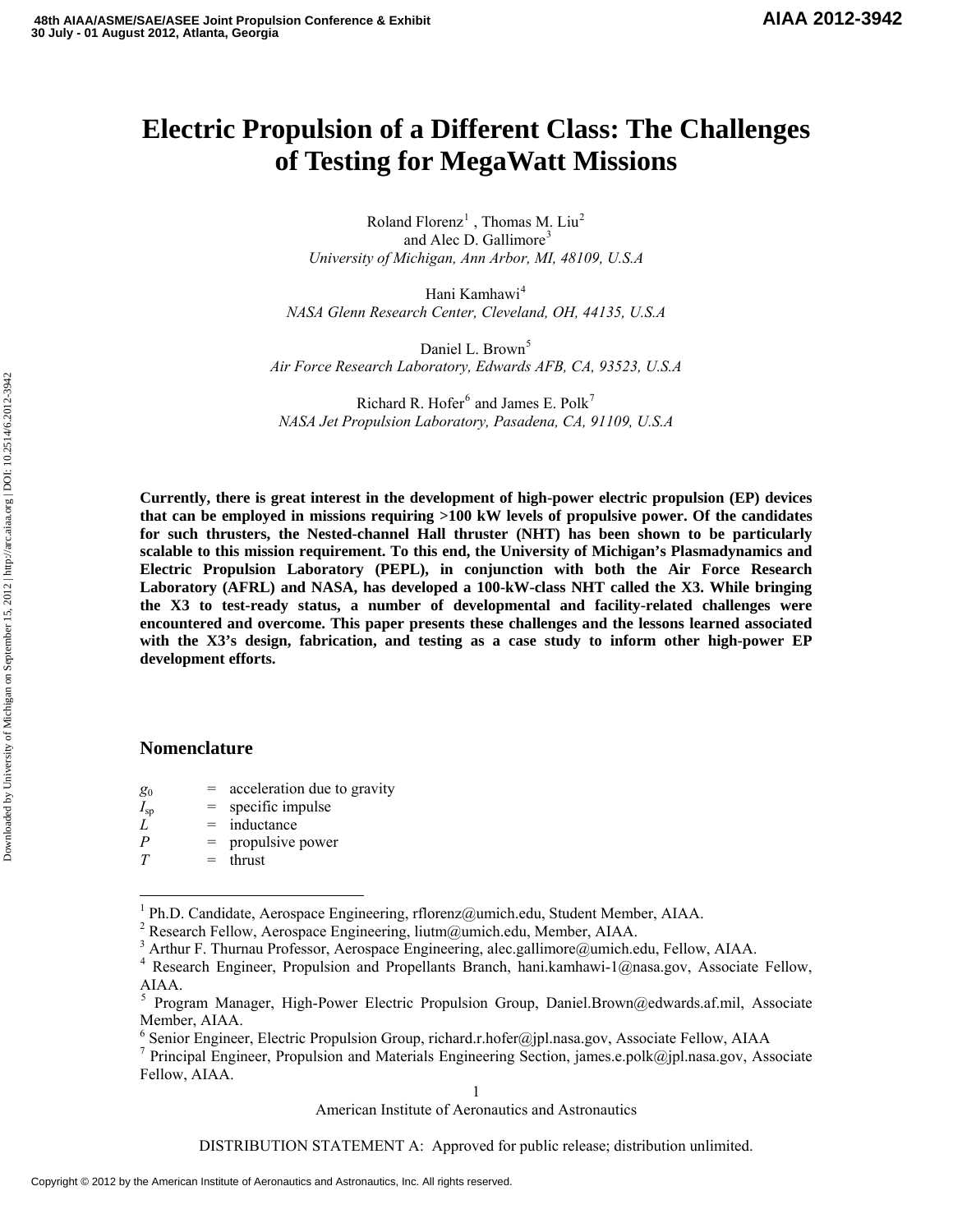# Electric Propulsion of a Different Class: The Challenges of Testing for MegaWatt Missions

Roland Florenz[1] , Thomas M. Liu[2]
and Alec D. Gallimore[3]
*University of Michigan, Ann Arbor, MI, 48109, U.S.A*

Hani Kamhawi[4]
*NASA Glenn Research Center, Cleveland, OH, 44135, U.S.A*

Daniel L. Brown[5]
*Air Force Research Laboratory, Edwards AFB, CA, 93523, U.S.A*

Richard R. Hofer[6] and James E. Polk[7]
*NASA Jet Propulsion Laboratory, Pasadena, CA, 91109, U.S.A*

**Currently, there is great interest in the development of high-power electric propulsion (EP) devices that can be employed in missions requiring >100 kW levels of propulsive power. Of the candidates for such thrusters, the Nested-channel Hall thruster (NHT) has been shown to be particularly scalable to this mission requirement. To this end, the University of Michigan's Plasmadynamics and Electric Propulsion Laboratory (PEPL), in conjunction with both the Air Force Research Laboratory (AFRL) and NASA, has developed a 100-kW-class NHT called the X3. While bringing the X3 to test-ready status, a number of developmental and facility-related challenges were encountered and overcome. This paper presents these challenges and the lessons learned associated with the X3's design, fabrication, and testing as a case study to inform other high-power EP development efforts.**

## Nomenclature

$g_0$ = acceleration due to gravity
$I_{sp}$ = specific impulse
$L$ = inductance
$P$ = propulsive power
$T$ = thrust

---

[1] Ph.D. Candidate, Aerospace Engineering, rflorenz@umich.edu, Student Member, AIAA.
[2] Research Fellow, Aerospace Engineering, liutm@umich.edu, Member, AIAA.
[3] Arthur F. Thurnau Professor, Aerospace Engineering, alec.gallimore@umich.edu, Fellow, AIAA.
[4] Research Engineer, Propulsion and Propellants Branch, hani.kamhawi-1@nasa.gov, Associate Fellow, AIAA.
[5] Program Manager, High-Power Electric Propulsion Group, Daniel.Brown@edwards.af.mil, Associate Member, AIAA.
[6] Senior Engineer, Electric Propulsion Group, richard.r.hofer@jpl.nasa.gov, Associate Fellow, AIAA
[7] Principal Engineer, Propulsion and Materials Engineering Section, james.e.polk@jpl.nasa.gov, Associate Fellow, AIAA.

DISTRIBUTION STATEMENT A: Approved for public release; distribution unlimited.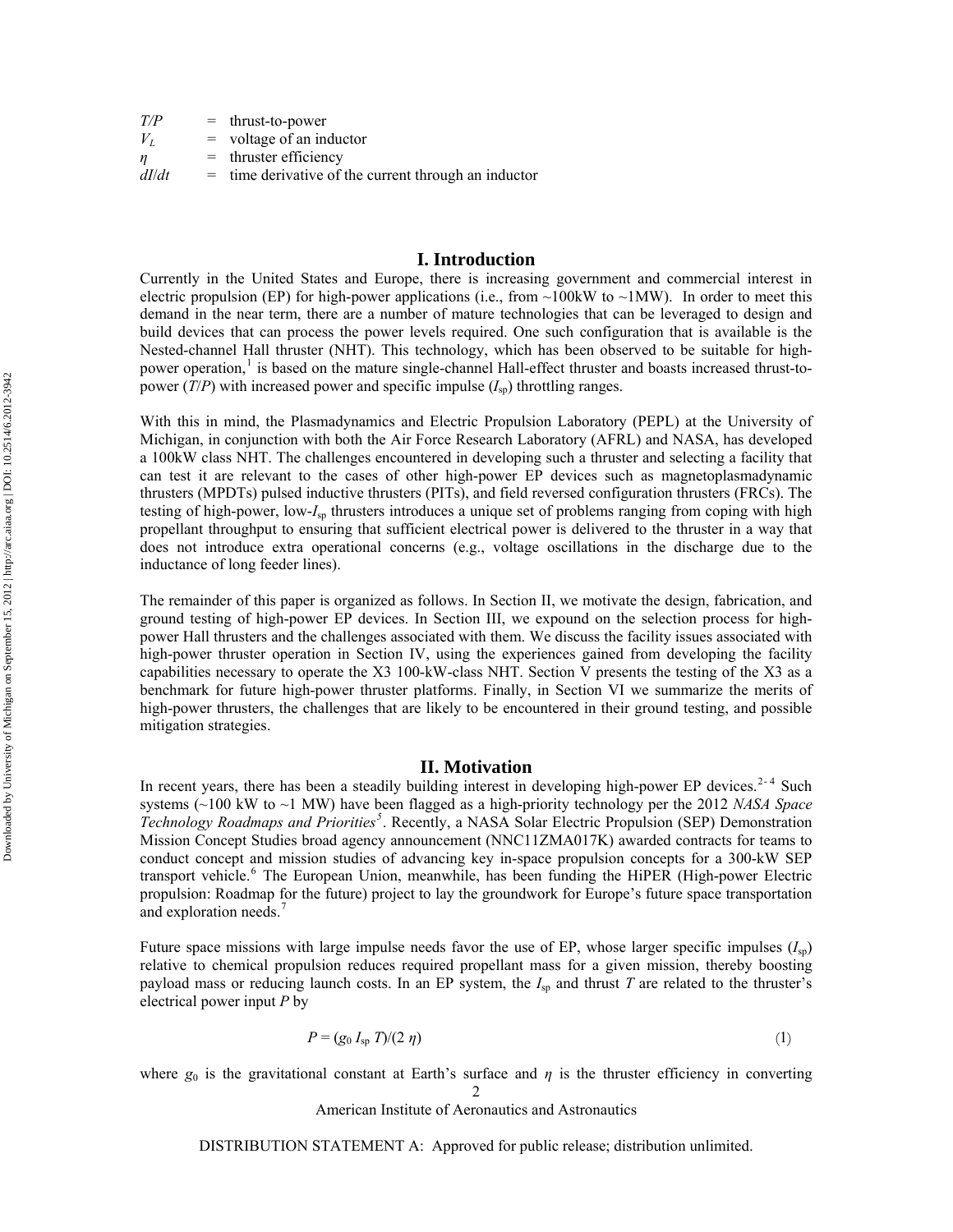| | | |
|---|---|---|
| $T/P$ | = | thrust-to-power |
| $V_L$ | = | voltage of an inductor |
| $\eta$ | = | thruster efficiency |
| $dI/dt$ | = | time derivative of the current through an inductor |

# I. Introduction

Currently in the United States and Europe, there is increasing government and commercial interest in electric propulsion (EP) for high-power applications (i.e., from ~100kW to ~1MW). In order to meet this demand in the near term, there are a number of mature technologies that can be leveraged to design and build devices that can process the power levels required. One such configuration that is available is the Nested-channel Hall thruster (NHT). This technology, which has been observed to be suitable for high-power operation,[1] is based on the mature single-channel Hall-effect thruster and boasts increased thrust-to-power ($T/P$) with increased power and specific impulse ($I_{sp}$) throttling ranges.

With this in mind, the Plasmadynamics and Electric Propulsion Laboratory (PEPL) at the University of Michigan, in conjunction with both the Air Force Research Laboratory (AFRL) and NASA, has developed a 100kW class NHT. The challenges encountered in developing such a thruster and selecting a facility that can test it are relevant to the cases of other high-power EP devices such as magnetoplasmadynamic thrusters (MPDTs) pulsed inductive thrusters (PITs), and field reversed configuration thrusters (FRCs). The testing of high-power, low-$I_{sp}$ thrusters introduces a unique set of problems ranging from coping with high propellant throughput to ensuring that sufficient electrical power is delivered to the thruster in a way that does not introduce extra operational concerns (e.g., voltage oscillations in the discharge due to the inductance of long feeder lines).

The remainder of this paper is organized as follows. In Section II, we motivate the design, fabrication, and ground testing of high-power EP devices. In Section III, we expound on the selection process for high-power Hall thrusters and the challenges associated with them. We discuss the facility issues associated with high-power thruster operation in Section IV, using the experiences gained from developing the facility capabilities necessary to operate the X3 100-kW-class NHT. Section V presents the testing of the X3 as a benchmark for future high-power thruster platforms. Finally, in Section VI we summarize the merits of high-power thrusters, the challenges that are likely to be encountered in their ground testing, and possible mitigation strategies.

# II. Motivation

In recent years, there has been a steadily building interest in developing high-power EP devices.[2-4] Such systems (~100 kW to ~1 MW) have been flagged as a high-priority technology per the 2012 *NASA Space Technology Roadmaps and Priorities*[5]. Recently, a NASA Solar Electric Propulsion (SEP) Demonstration Mission Concept Studies broad agency announcement (NNC11ZMA017K) awarded contracts for teams to conduct concept and mission studies of advancing key in-space propulsion concepts for a 300-kW SEP transport vehicle.[6] The European Union, meanwhile, has been funding the HiPER (High-power Electric propulsion: Roadmap for the future) project to lay the groundwork for Europe's future space transportation and exploration needs.[7]

Future space missions with large impulse needs favor the use of EP, whose larger specific impulses ($I_{sp}$) relative to chemical propulsion reduces required propellant mass for a given mission, thereby boosting payload mass or reducing launch costs. In an EP system, the $I_{sp}$ and thrust $T$ are related to the thruster's electrical power input $P$ by

$$P = (g_0\, I_{sp}\, T)/(2\, \eta) \tag{1}$$

where $g_0$ is the gravitational constant at Earth's surface and $\eta$ is the thruster efficiency in converting

DISTRIBUTION STATEMENT A: Approved for public release; distribution unlimited.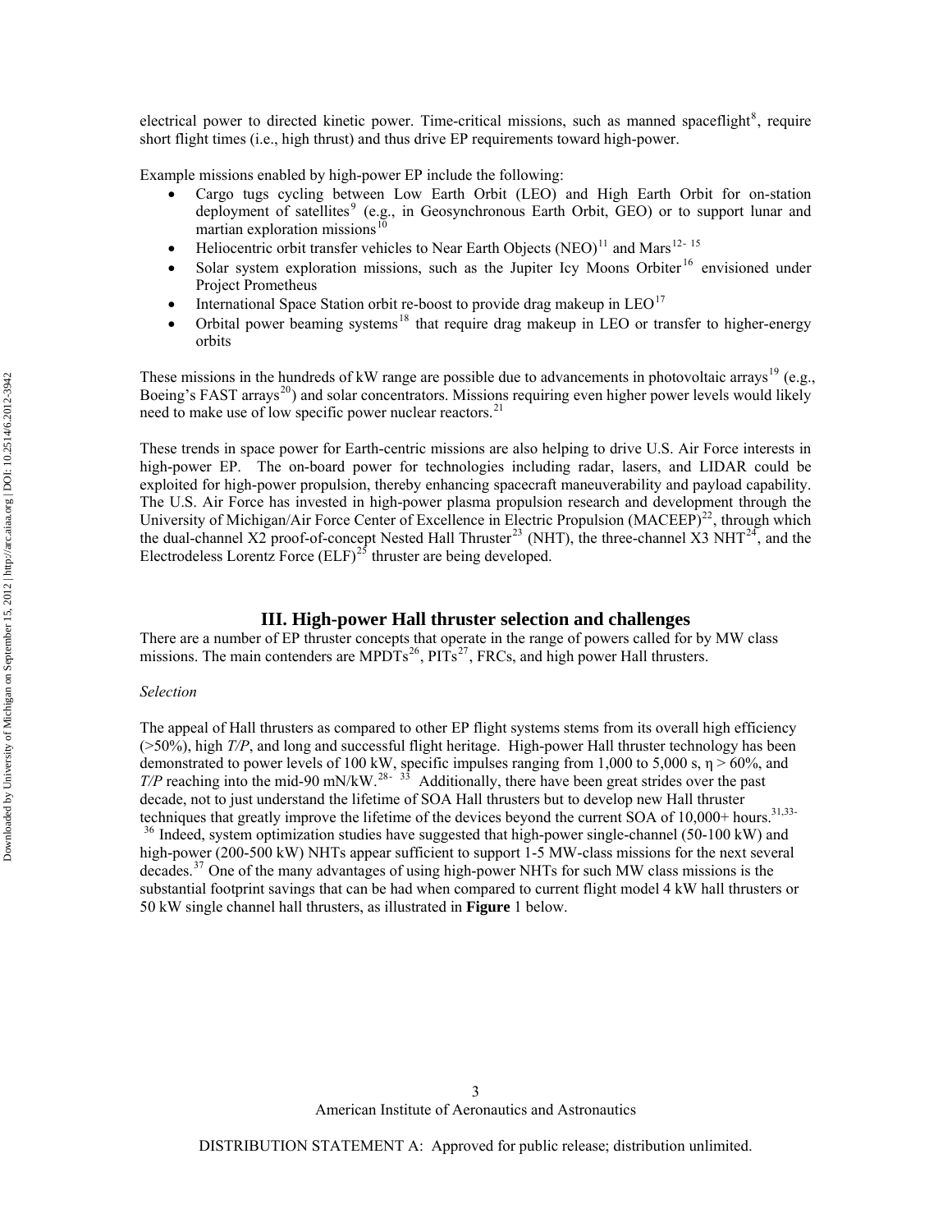electrical power to directed kinetic power. Time-critical missions, such as manned spaceflight[8], require short flight times (i.e., high thrust) and thus drive EP requirements toward high-power.

Example missions enabled by high-power EP include the following:

- Cargo tugs cycling between Low Earth Orbit (LEO) and High Earth Orbit for on-station deployment of satellites[9] (e.g., in Geosynchronous Earth Orbit, GEO) or to support lunar and martian exploration missions[10]
- Heliocentric orbit transfer vehicles to Near Earth Objects (NEO)[11] and Mars[12-15]
- Solar system exploration missions, such as the Jupiter Icy Moons Orbiter[16] envisioned under Project Prometheus
- International Space Station orbit re-boost to provide drag makeup in LEO[17]
- Orbital power beaming systems[18] that require drag makeup in LEO or transfer to higher-energy orbits

These missions in the hundreds of kW range are possible due to advancements in photovoltaic arrays[19] (e.g., Boeing's FAST arrays[20]) and solar concentrators. Missions requiring even higher power levels would likely need to make use of low specific power nuclear reactors.[21]

These trends in space power for Earth-centric missions are also helping to drive U.S. Air Force interests in high-power EP. The on-board power for technologies including radar, lasers, and LIDAR could be exploited for high-power propulsion, thereby enhancing spacecraft maneuverability and payload capability. The U.S. Air Force has invested in high-power plasma propulsion research and development through the University of Michigan/Air Force Center of Excellence in Electric Propulsion (MACEEP)[22], through which the dual-channel X2 proof-of-concept Nested Hall Thruster[23] (NHT), the three-channel X3 NHT[24], and the Electrodeless Lorentz Force (ELF)[25] thruster are being developed.

## III. High-power Hall thruster selection and challenges

There are a number of EP thruster concepts that operate in the range of powers called for by MW class missions. The main contenders are MPDTs[26], PITs[27], FRCs, and high power Hall thrusters.

*Selection*

The appeal of Hall thrusters as compared to other EP flight systems stems from its overall high efficiency (>50%), high *T/P*, and long and successful flight heritage. High-power Hall thruster technology has been demonstrated to power levels of 100 kW, specific impulses ranging from 1,000 to 5,000 s, $\eta > 60\%$, and *T/P* reaching into the mid-90 mN/kW.[28-33] Additionally, there have been great strides over the past decade, not to just understand the lifetime of SOA Hall thrusters but to develop new Hall thruster techniques that greatly improve the lifetime of the devices beyond the current SOA of 10,000+ hours.[31,33-36] Indeed, system optimization studies have suggested that high-power single-channel (50-100 kW) and high-power (200-500 kW) NHTs appear sufficient to support 1-5 MW-class missions for the next several decades.[37] One of the many advantages of using high-power NHTs for such MW class missions is the substantial footprint savings that can be had when compared to current flight model 4 kW hall thrusters or 50 kW single channel hall thrusters, as illustrated in **Figure** 1 below.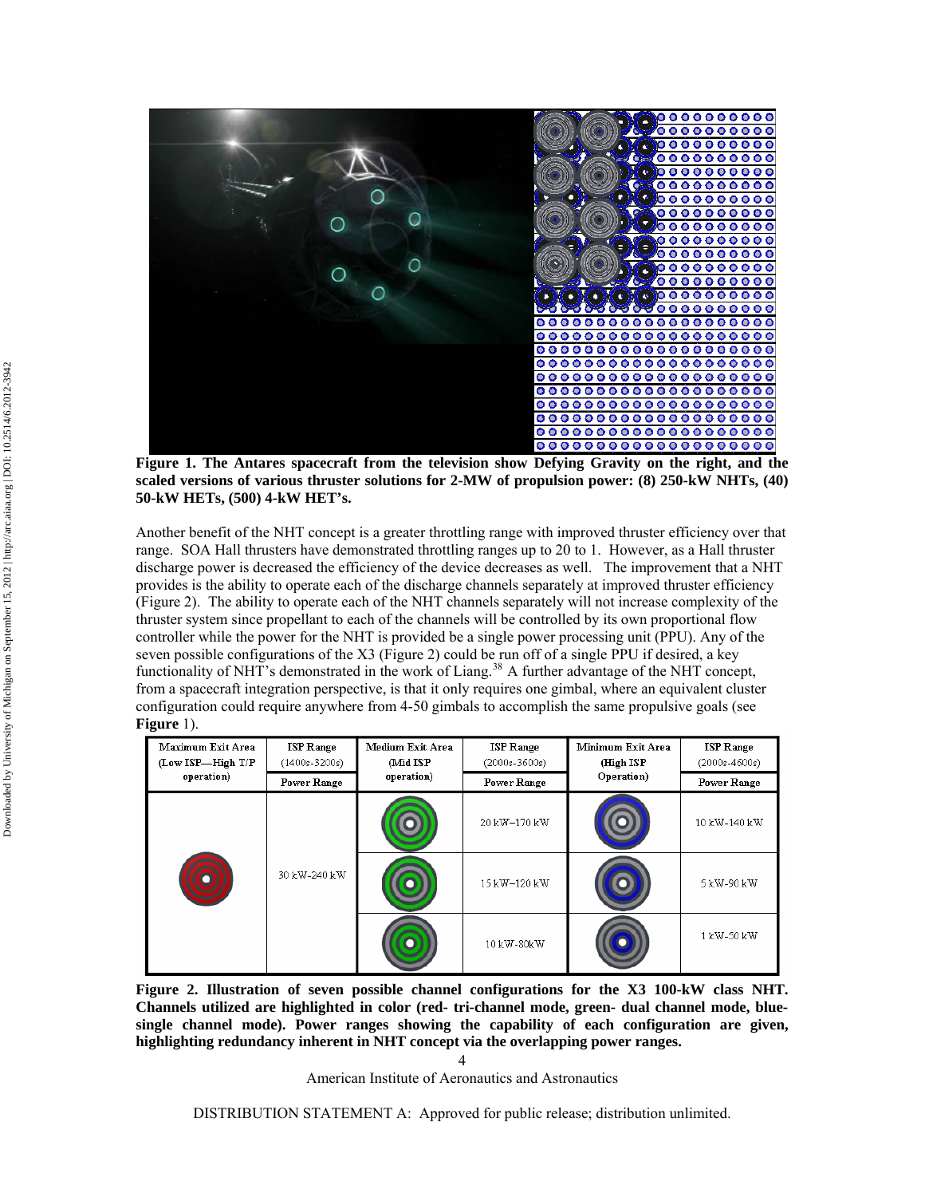**Figure 1. The Antares spacecraft from the television show Defying Gravity on the right, and the scaled versions of various thruster solutions for 2-MW of propulsion power: (8) 250-kW NHTs, (40) 50-kW HETs, (500) 4-kW HET's.**

Another benefit of the NHT concept is a greater throttling range with improved thruster efficiency over that range. SOA Hall thrusters have demonstrated throttling ranges up to 20 to 1. However, as a Hall thruster discharge power is decreased the efficiency of the device decreases as well. The improvement that a NHT provides is the ability to operate each of the discharge channels separately at improved thruster efficiency (Figure 2). The ability to operate each of the NHT channels separately will not increase complexity of the thruster system since propellant to each of the channels will be controlled by its own proportional flow controller while the power for the NHT is provided be a single power processing unit (PPU). Any of the seven possible configurations of the X3 (Figure 2) could be run off of a single PPU if desired, a key functionality of NHT's demonstrated in the work of Liang.[38] A further advantage of the NHT concept, from a spacecraft integration perspective, is that it only requires one gimbal, where an equivalent cluster configuration could require anywhere from 4-50 gimbals to accomplish the same propulsive goals (see **Figure** 1).

| Maximum Exit Area (Low ISP—High T/P operation) | ISP Range (1400s-3200s) Power Range | Medium Exit Area (Mid ISP operation) | ISP Range (2000s-3600s) Power Range | Minimum Exit Area (High ISP Operation) | ISP Range (2000s-4600s) Power Range |
|---|---|---|---|---|---|
| | 30 kW-240 kW | | 20 kW–170 kW | | 10 kW-140 kW |
| | | | 15 kW–120 kW | | 5 kW-90 kW |
| | | | 10 kW-80kW | | 1 kW-50 kW |

**Figure 2. Illustration of seven possible channel configurations for the X3 100-kW class NHT. Channels utilized are highlighted in color (red- tri-channel mode, green- dual channel mode, blue-single channel mode). Power ranges showing the capability of each configuration are given, highlighting redundancy inherent in NHT concept via the overlapping power ranges.**

DISTRIBUTION STATEMENT A: Approved for public release; distribution unlimited.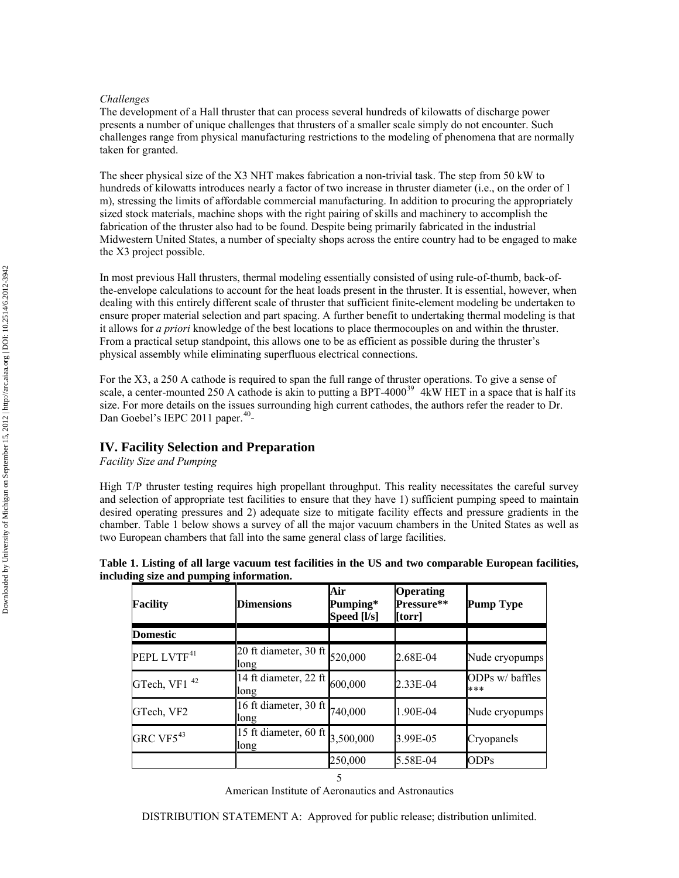*Challenges*

The development of a Hall thruster that can process several hundreds of kilowatts of discharge power presents a number of unique challenges that thrusters of a smaller scale simply do not encounter. Such challenges range from physical manufacturing restrictions to the modeling of phenomena that are normally taken for granted.

The sheer physical size of the X3 NHT makes fabrication a non-trivial task. The step from 50 kW to hundreds of kilowatts introduces nearly a factor of two increase in thruster diameter (i.e., on the order of 1 m), stressing the limits of affordable commercial manufacturing. In addition to procuring the appropriately sized stock materials, machine shops with the right pairing of skills and machinery to accomplish the fabrication of the thruster also had to be found. Despite being primarily fabricated in the industrial Midwestern United States, a number of specialty shops across the entire country had to be engaged to make the X3 project possible.

In most previous Hall thrusters, thermal modeling essentially consisted of using rule-of-thumb, back-of-the-envelope calculations to account for the heat loads present in the thruster. It is essential, however, when dealing with this entirely different scale of thruster that sufficient finite-element modeling be undertaken to ensure proper material selection and part spacing. A further benefit to undertaking thermal modeling is that it allows for *a priori* knowledge of the best locations to place thermocouples on and within the thruster. From a practical setup standpoint, this allows one to be as efficient as possible during the thruster's physical assembly while eliminating superfluous electrical connections.

For the X3, a 250 A cathode is required to span the full range of thruster operations. To give a sense of scale, a center-mounted 250 A cathode is akin to putting a BPT-4000[39] 4kW HET in a space that is half its size. For more details on the issues surrounding high current cathodes, the authors refer the reader to Dr. Dan Goebel's IEPC 2011 paper.[40]-

## IV. Facility Selection and Preparation

*Facility Size and Pumping*

High T/P thruster testing requires high propellant throughput. This reality necessitates the careful survey and selection of appropriate test facilities to ensure that they have 1) sufficient pumping speed to maintain desired operating pressures and 2) adequate size to mitigate facility effects and pressure gradients in the chamber. Table 1 below shows a survey of all the major vacuum chambers in the United States as well as two European chambers that fall into the same general class of large facilities.

**Table 1. Listing of all large vacuum test facilities in the US and two comparable European facilities, including size and pumping information.**

| Facility | Dimensions | Air Pumping* Speed [l/s] | Operating Pressure** [torr] | Pump Type |
|---|---|---|---|---|
| **Domestic** | | | | |
| PEPL LVTF[41] | 20 ft diameter, 30 ft long | 520,000 | 2.68E-04 | Nude cryopumps |
| GTech, VF1 [42] | 14 ft diameter, 22 ft long | 600,000 | 2.33E-04 | ODPs w/ baffles *** |
| GTech, VF2 | 16 ft diameter, 30 ft long | 740,000 | 1.90E-04 | Nude cryopumps |
| GRC VF5[43] | 15 ft diameter, 60 ft long | 3,500,000 | 3.99E-05 | Cryopanels |
| | | 250,000 | 5.58E-04 | ODPs |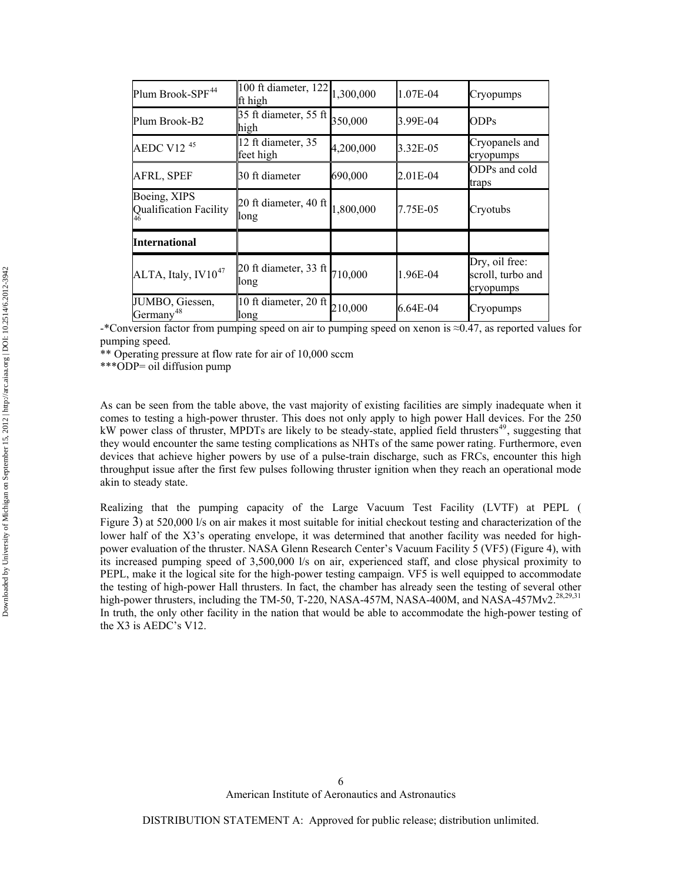| | | | | |
|---|---|---|---|---|
| Plum Brook-SPF[44] | 100 ft diameter, 122 ft high | 1,300,000 | 1.07E-04 | Cryopumps |
| Plum Brook-B2 | 35 ft diameter, 55 ft high | 350,000 | 3.99E-04 | ODPs |
| AEDC V12 [45] | 12 ft diameter, 35 feet high | 4,200,000 | 3.32E-05 | Cryopanels and cryopumps |
| AFRL, SPEF | 30 ft diameter | 690,000 | 2.01E-04 | ODPs and cold traps |
| Boeing, XIPS Qualification Facility [46] | 20 ft diameter, 40 ft long | 1,800,000 | 7.75E-05 | Cryotubs |
| **International** | | | | |
| ALTA, Italy, IV10[47] | 20 ft diameter, 33 ft long | 710,000 | 1.96E-04 | Dry, oil free: scroll, turbo and cryopumps |
| JUMBO, Giessen, Germany[48] | 10 ft diameter, 20 ft long | 210,000 | 6.64E-04 | Cryopumps |

-*Conversion factor from pumping speed on air to pumping speed on xenon is ≈0.47, as reported values for pumping speed.
** Operating pressure at flow rate for air of 10,000 sccm
***ODP= oil diffusion pump

As can be seen from the table above, the vast majority of existing facilities are simply inadequate when it comes to testing a high-power thruster. This does not only apply to high power Hall devices. For the 250 kW power class of thruster, MPDTs are likely to be steady-state, applied field thrusters[49], suggesting that they would encounter the same testing complications as NHTs of the same power rating. Furthermore, even devices that achieve higher powers by use of a pulse-train discharge, such as FRCs, encounter this high throughput issue after the first few pulses following thruster ignition when they reach an operational mode akin to steady state.

Realizing that the pumping capacity of the Large Vacuum Test Facility (LVTF) at PEPL ( Figure 3) at 520,000 l/s on air makes it most suitable for initial checkout testing and characterization of the lower half of the X3's operating envelope, it was determined that another facility was needed for high-power evaluation of the thruster. NASA Glenn Research Center's Vacuum Facility 5 (VF5) (Figure 4), with its increased pumping speed of 3,500,000 l/s on air, experienced staff, and close physical proximity to PEPL, make it the logical site for the high-power testing campaign. VF5 is well equipped to accommodate the testing of high-power Hall thrusters. In fact, the chamber has already seen the testing of several other high-power thrusters, including the TM-50, T-220, NASA-457M, NASA-400M, and NASA-457Mv2.[28,29,31] In truth, the only other facility in the nation that would be able to accommodate the high-power testing of the X3 is AEDC's V12.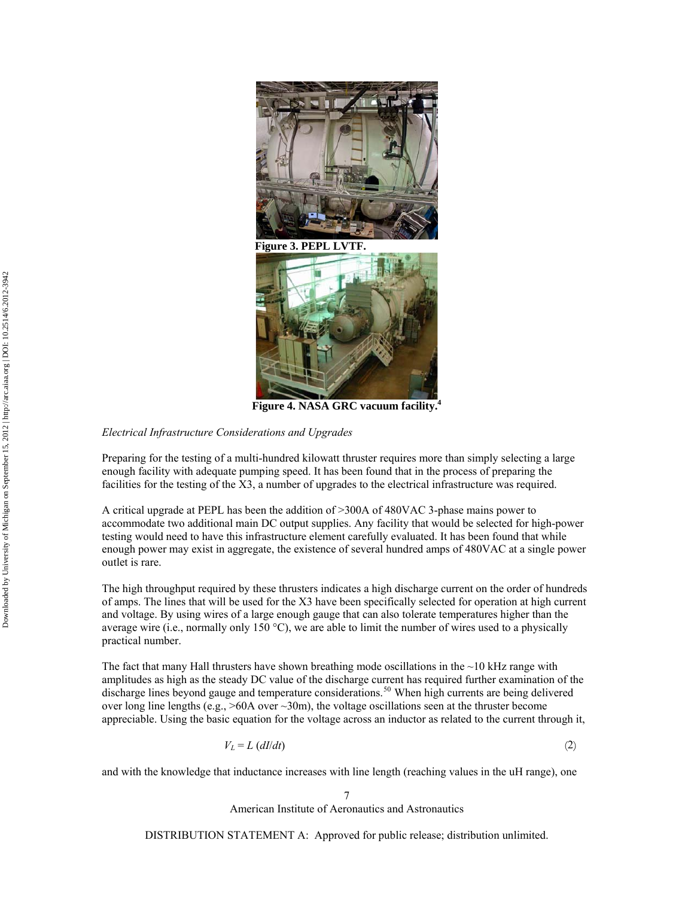Figure 3. PEPL LVTF.

Figure 4. NASA GRC vacuum facility.[4]

*Electrical Infrastructure Considerations and Upgrades*

Preparing for the testing of a multi-hundred kilowatt thruster requires more than simply selecting a large enough facility with adequate pumping speed. It has been found that in the process of preparing the facilities for the testing of the X3, a number of upgrades to the electrical infrastructure was required.

A critical upgrade at PEPL has been the addition of >300A of 480VAC 3-phase mains power to accommodate two additional main DC output supplies. Any facility that would be selected for high-power testing would need to have this infrastructure element carefully evaluated. It has been found that while enough power may exist in aggregate, the existence of several hundred amps of 480VAC at a single power outlet is rare.

The high throughput required by these thrusters indicates a high discharge current on the order of hundreds of amps. The lines that will be used for the X3 have been specifically selected for operation at high current and voltage. By using wires of a large enough gauge that can also tolerate temperatures higher than the average wire (i.e., normally only 150 °C), we are able to limit the number of wires used to a physically practical number.

The fact that many Hall thrusters have shown breathing mode oscillations in the ~10 kHz range with amplitudes as high as the steady DC value of the discharge current has required further examination of the discharge lines beyond gauge and temperature considerations.[50] When high currents are being delivered over long line lengths (e.g., >60A over ~30m), the voltage oscillations seen at the thruster become appreciable. Using the basic equation for the voltage across an inductor as related to the current through it,

$$V_L = L\,(dI/dt) \tag{2}$$

and with the knowledge that inductance increases with line length (reaching values in the uH range), one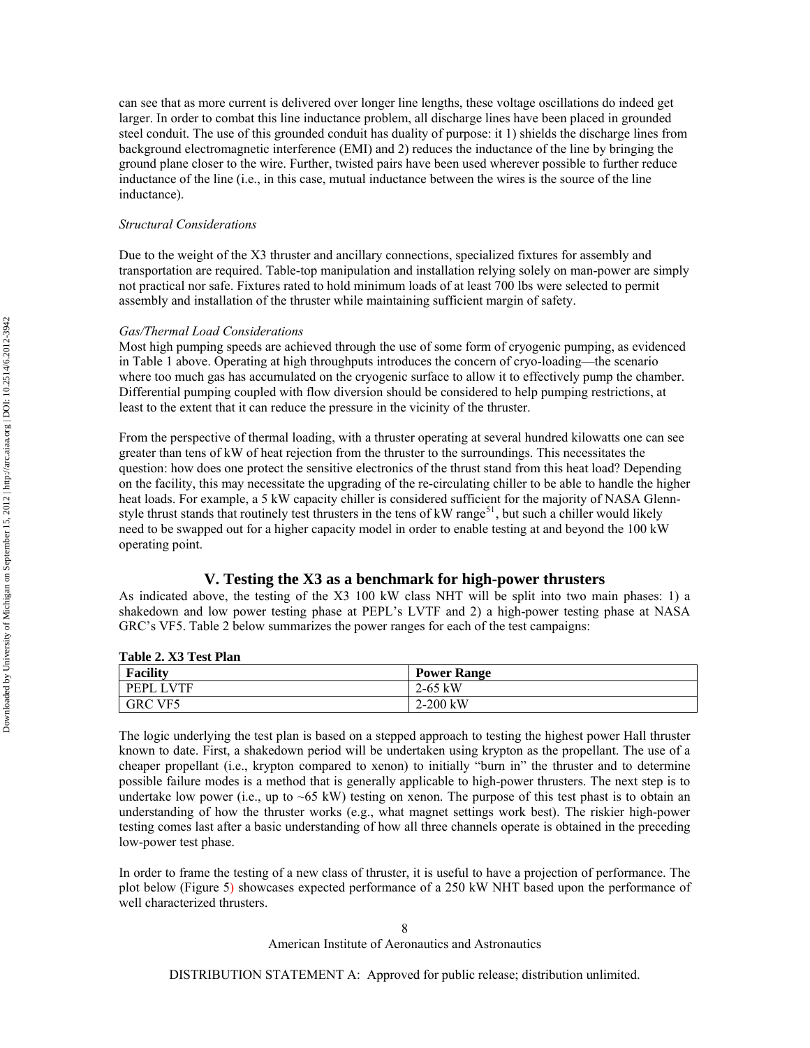can see that as more current is delivered over longer line lengths, these voltage oscillations do indeed get larger. In order to combat this line inductance problem, all discharge lines have been placed in grounded steel conduit. The use of this grounded conduit has duality of purpose: it 1) shields the discharge lines from background electromagnetic interference (EMI) and 2) reduces the inductance of the line by bringing the ground plane closer to the wire. Further, twisted pairs have been used wherever possible to further reduce inductance of the line (i.e., in this case, mutual inductance between the wires is the source of the line inductance).

*Structural Considerations*

Due to the weight of the X3 thruster and ancillary connections, specialized fixtures for assembly and transportation are required. Table-top manipulation and installation relying solely on man-power are simply not practical nor safe. Fixtures rated to hold minimum loads of at least 700 lbs were selected to permit assembly and installation of the thruster while maintaining sufficient margin of safety.

*Gas/Thermal Load Considerations*

Most high pumping speeds are achieved through the use of some form of cryogenic pumping, as evidenced in Table 1 above. Operating at high throughputs introduces the concern of cryo-loading—the scenario where too much gas has accumulated on the cryogenic surface to allow it to effectively pump the chamber. Differential pumping coupled with flow diversion should be considered to help pumping restrictions, at least to the extent that it can reduce the pressure in the vicinity of the thruster.

From the perspective of thermal loading, with a thruster operating at several hundred kilowatts one can see greater than tens of kW of heat rejection from the thruster to the surroundings. This necessitates the question: how does one protect the sensitive electronics of the thrust stand from this heat load? Depending on the facility, this may necessitate the upgrading of the re-circulating chiller to be able to handle the higher heat loads. For example, a 5 kW capacity chiller is considered sufficient for the majority of NASA Glenn-style thrust stands that routinely test thrusters in the tens of kW range[51], but such a chiller would likely need to be swapped out for a higher capacity model in order to enable testing at and beyond the 100 kW operating point.

## V. Testing the X3 as a benchmark for high-power thrusters

As indicated above, the testing of the X3 100 kW class NHT will be split into two main phases: 1) a shakedown and low power testing phase at PEPL's LVTF and 2) a high-power testing phase at NASA GRC's VF5. Table 2 below summarizes the power ranges for each of the test campaigns:

**Table 2. X3 Test Plan**

| Facility | Power Range |
|---|---|
| PEPL LVTF | 2-65 kW |
| GRC VF5 | 2-200 kW |

The logic underlying the test plan is based on a stepped approach to testing the highest power Hall thruster known to date. First, a shakedown period will be undertaken using krypton as the propellant. The use of a cheaper propellant (i.e., krypton compared to xenon) to initially "burn in" the thruster and to determine possible failure modes is a method that is generally applicable to high-power thrusters. The next step is to undertake low power (i.e., up to ~65 kW) testing on xenon. The purpose of this test phast is to obtain an understanding of how the thruster works (e.g., what magnet settings work best). The riskier high-power testing comes last after a basic understanding of how all three channels operate is obtained in the preceding low-power test phase.

In order to frame the testing of a new class of thruster, it is useful to have a projection of performance. The plot below (Figure 5) showcases expected performance of a 250 kW NHT based upon the performance of well characterized thrusters.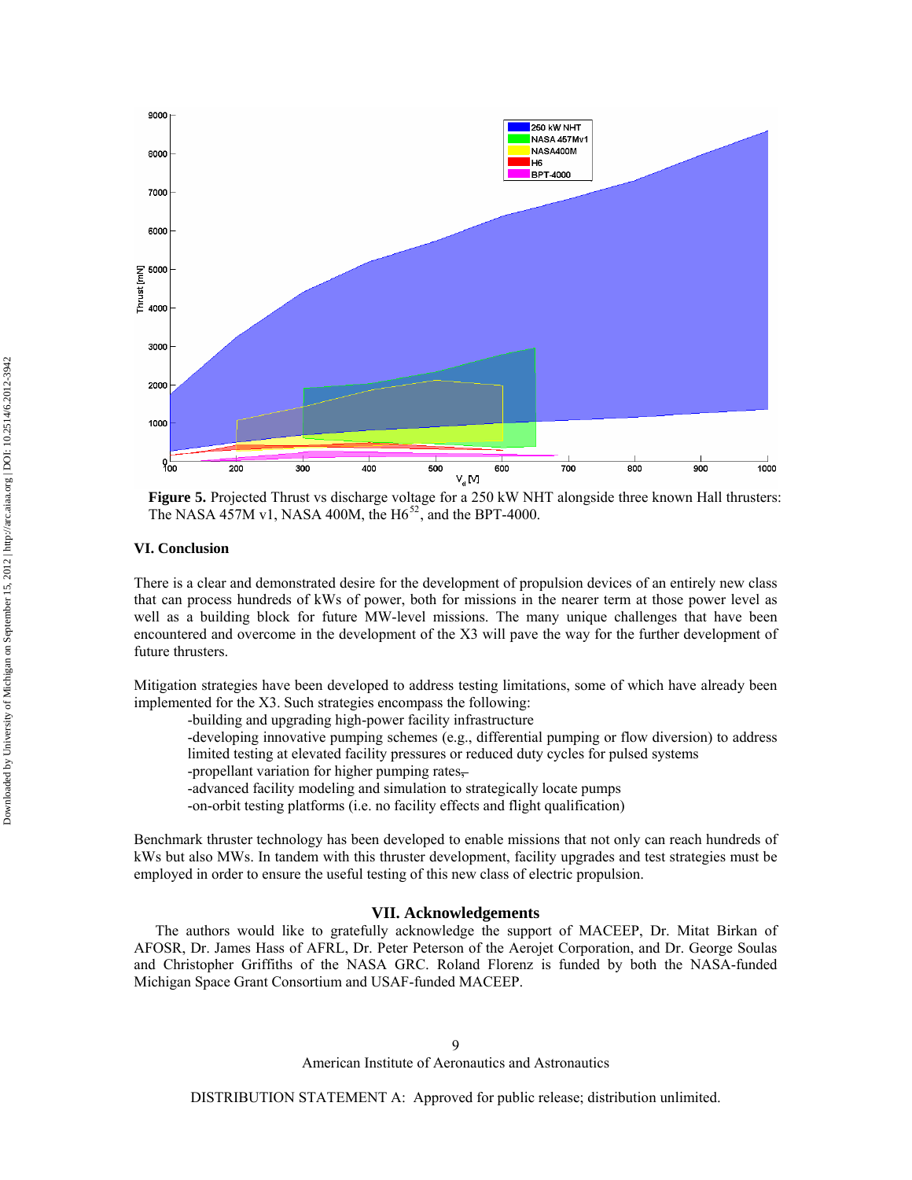**Figure 5.** Projected Thrust vs discharge voltage for a 250 kW NHT alongside three known Hall thrusters: The NASA 457M v1, NASA 400M, the H6[52], and the BPT-4000.

### VI. Conclusion

There is a clear and demonstrated desire for the development of propulsion devices of an entirely new class that can process hundreds of kWs of power, both for missions in the nearer term at those power level as well as a building block for future MW-level missions. The many unique challenges that have been encountered and overcome in the development of the X3 will pave the way for the further development of future thrusters.

Mitigation strategies have been developed to address testing limitations, some of which have already been implemented for the X3. Such strategies encompass the following:

-building and upgrading high-power facility infrastructure
-developing innovative pumping schemes (e.g., differential pumping or flow diversion) to address limited testing at elevated facility pressures or reduced duty cycles for pulsed systems
-propellant variation for higher pumping rates,
-advanced facility modeling and simulation to strategically locate pumps
-on-orbit testing platforms (i.e. no facility effects and flight qualification)

Benchmark thruster technology has been developed to enable missions that not only can reach hundreds of kWs but also MWs. In tandem with this thruster development, facility upgrades and test strategies must be employed in order to ensure the useful testing of this new class of electric propulsion.

## VII. Acknowledgements

The authors would like to gratefully acknowledge the support of MACEEP, Dr. Mitat Birkan of AFOSR, Dr. James Hass of AFRL, Dr. Peter Peterson of the Aerojet Corporation, and Dr. George Soulas and Christopher Griffiths of the NASA GRC. Roland Florenz is funded by both the NASA-funded Michigan Space Grant Consortium and USAF-funded MACEEP.

DISTRIBUTION STATEMENT A: Approved for public release; distribution unlimited.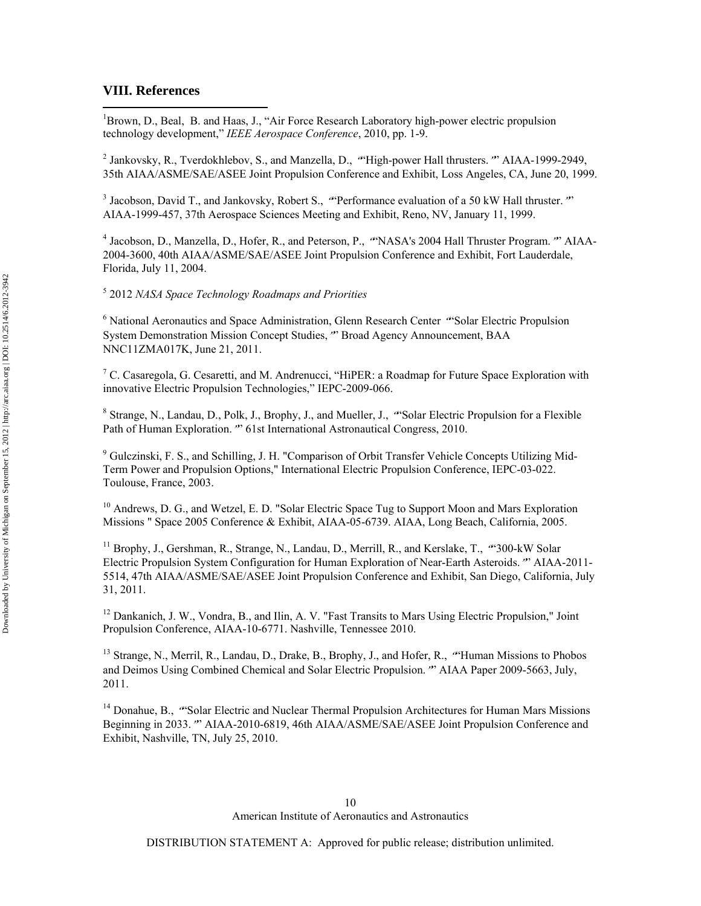## VIII. References

[1]Brown, D., Beal, B. and Haas, J., "Air Force Research Laboratory high-power electric propulsion technology development," *IEEE Aerospace Conference*, 2010, pp. 1-9.

[2] Jankovsky, R., Tverdokhlebov, S., and Manzella, D., ""High-power Hall thrusters."" AIAA-1999-2949, 35th AIAA/ASME/SAE/ASEE Joint Propulsion Conference and Exhibit, Loss Angeles, CA, June 20, 1999.

[3] Jacobson, David T., and Jankovsky, Robert S., ""Performance evaluation of a 50 kW Hall thruster."" AIAA-1999-457, 37th Aerospace Sciences Meeting and Exhibit, Reno, NV, January 11, 1999.

[4] Jacobson, D., Manzella, D., Hofer, R., and Peterson, P., ""NASA's 2004 Hall Thruster Program."" AIAA-2004-3600, 40th AIAA/ASME/SAE/ASEE Joint Propulsion Conference and Exhibit, Fort Lauderdale, Florida, July 11, 2004.

[5] 2012 *NASA Space Technology Roadmaps and Priorities*

[6] National Aeronautics and Space Administration, Glenn Research Center ""Solar Electric Propulsion System Demonstration Mission Concept Studies,"" Broad Agency Announcement, BAA NNC11ZMA017K, June 21, 2011.

[7] C. Casaregola, G. Cesaretti, and M. Andrenucci, "HiPER: a Roadmap for Future Space Exploration with innovative Electric Propulsion Technologies," IEPC-2009-066.

[8] Strange, N., Landau, D., Polk, J., Brophy, J., and Mueller, J., ""Solar Electric Propulsion for a Flexible Path of Human Exploration."" 61st International Astronautical Congress, 2010.

[9] Gulczinski, F. S., and Schilling, J. H. "Comparison of Orbit Transfer Vehicle Concepts Utilizing Mid-Term Power and Propulsion Options," International Electric Propulsion Conference, IEPC-03-022. Toulouse, France, 2003.

[10] Andrews, D. G., and Wetzel, E. D. "Solar Electric Space Tug to Support Moon and Mars Exploration Missions " Space 2005 Conference & Exhibit, AIAA-05-6739. AIAA, Long Beach, California, 2005.

[11] Brophy, J., Gershman, R., Strange, N., Landau, D., Merrill, R., and Kerslake, T., ""300-kW Solar Electric Propulsion System Configuration for Human Exploration of Near-Earth Asteroids."" AIAA-2011-5514, 47th AIAA/ASME/SAE/ASEE Joint Propulsion Conference and Exhibit, San Diego, California, July 31, 2011.

[12] Dankanich, J. W., Vondra, B., and Ilin, A. V. "Fast Transits to Mars Using Electric Propulsion," Joint Propulsion Conference, AIAA-10-6771. Nashville, Tennessee 2010.

[13] Strange, N., Merril, R., Landau, D., Drake, B., Brophy, J., and Hofer, R., ""Human Missions to Phobos and Deimos Using Combined Chemical and Solar Electric Propulsion."" AIAA Paper 2009-5663, July, 2011.

[14] Donahue, B., ""Solar Electric and Nuclear Thermal Propulsion Architectures for Human Mars Missions Beginning in 2033."" AIAA-2010-6819, 46th AIAA/ASME/SAE/ASEE Joint Propulsion Conference and Exhibit, Nashville, TN, July 25, 2010.

DISTRIBUTION STATEMENT A: Approved for public release; distribution unlimited.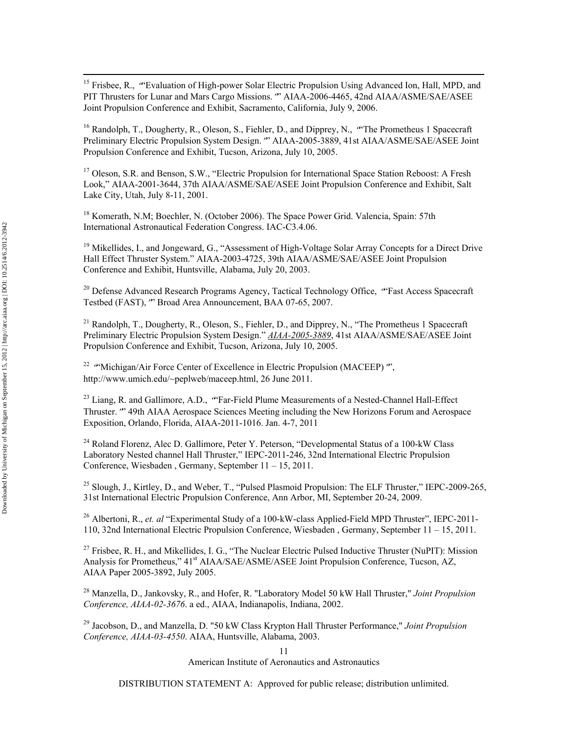[15] Frisbee, R., "Evaluation of High-power Solar Electric Propulsion Using Advanced Ion, Hall, MPD, and PIT Thrusters for Lunar and Mars Cargo Missions." AIAA-2006-4465, 42nd AIAA/ASME/SAE/ASEE Joint Propulsion Conference and Exhibit, Sacramento, California, July 9, 2006.

[16] Randolph, T., Dougherty, R., Oleson, S., Fiehler, D., and Dipprey, N., "The Prometheus 1 Spacecraft Preliminary Electric Propulsion System Design." AIAA-2005-3889, 41st AIAA/ASME/SAE/ASEE Joint Propulsion Conference and Exhibit, Tucson, Arizona, July 10, 2005.

[17] Oleson, S.R. and Benson, S.W., "Electric Propulsion for International Space Station Reboost: A Fresh Look," AIAA-2001-3644, 37th AIAA/ASME/SAE/ASEE Joint Propulsion Conference and Exhibit, Salt Lake City, Utah, July 8-11, 2001.

[18] Komerath, N.M; Boechler, N. (October 2006). The Space Power Grid. Valencia, Spain: 57th International Astronautical Federation Congress. IAC-C3.4.06.

[19] Mikellides, I., and Jongeward, G., "Assessment of High-Voltage Solar Array Concepts for a Direct Drive Hall Effect Thruster System." AIAA-2003-4725, 39th AIAA/ASME/SAE/ASEE Joint Propulsion Conference and Exhibit, Huntsville, Alabama, July 20, 2003.

[20] Defense Advanced Research Programs Agency, Tactical Technology Office, "Fast Access Spacecraft Testbed (FAST)," Broad Area Announcement, BAA 07-65, 2007.

[21] Randolph, T., Dougherty, R., Oleson, S., Fiehler, D., and Dipprey, N., "The Prometheus 1 Spacecraft Preliminary Electric Propulsion System Design." *AIAA-2005-3889*, 41st AIAA/ASME/SAE/ASEE Joint Propulsion Conference and Exhibit, Tucson, Arizona, July 10, 2005.

[22] "Michigan/Air Force Center of Excellence in Electric Propulsion (MACEEP)", http://www.umich.edu/~peplweb/maceep.html, 26 June 2011.

[23] Liang, R. and Gallimore, A.D., "Far-Field Plume Measurements of a Nested-Channel Hall-Effect Thruster." 49th AIAA Aerospace Sciences Meeting including the New Horizons Forum and Aerospace Exposition, Orlando, Florida, AIAA-2011-1016. Jan. 4-7, 2011

[24] Roland Florenz, Alec D. Gallimore, Peter Y. Peterson, "Developmental Status of a 100-kW Class Laboratory Nested channel Hall Thruster," IEPC-2011-246, 32nd International Electric Propulsion Conference, Wiesbaden , Germany, September 11 – 15, 2011.

[25] Slough, J., Kirtley, D., and Weber, T., "Pulsed Plasmoid Propulsion: The ELF Thruster," IEPC-2009-265, 31st International Electric Propulsion Conference, Ann Arbor, MI, September 20-24, 2009.

[26] Albertoni, R., *et. al* "Experimental Study of a 100-kW-class Applied-Field MPD Thruster", IEPC-2011-110, 32nd International Electric Propulsion Conference, Wiesbaden , Germany, September 11 – 15, 2011.

[27] Frisbee, R. H., and Mikellides, I. G., "The Nuclear Electric Pulsed Inductive Thruster (NuPIT): Mission Analysis for Prometheus," 41st AIAA/SAE/ASME/ASEE Joint Propulsion Conference, Tucson, AZ, AIAA Paper 2005-3892, July 2005.

[28] Manzella, D., Jankovsky, R., and Hofer, R. "Laboratory Model 50 kW Hall Thruster," *Joint Propulsion Conference, AIAA-02-3676*. a ed., AIAA, Indianapolis, Indiana, 2002.

[29] Jacobson, D., and Manzella, D. "50 kW Class Krypton Hall Thruster Performance," *Joint Propulsion Conference, AIAA-03-4550*. AIAA, Huntsville, Alabama, 2003.

DISTRIBUTION STATEMENT A: Approved for public release; distribution unlimited.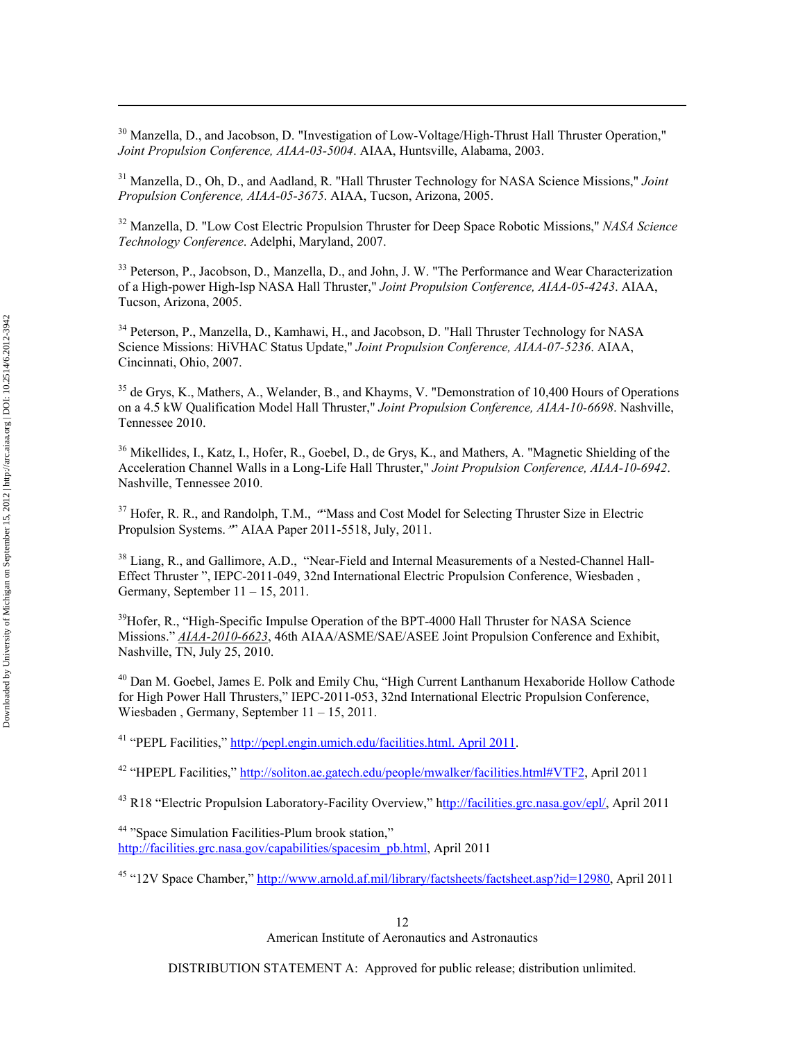[30] Manzella, D., and Jacobson, D. "Investigation of Low-Voltage/High-Thrust Hall Thruster Operation," *Joint Propulsion Conference, AIAA-03-5004*. AIAA, Huntsville, Alabama, 2003.

[31] Manzella, D., Oh, D., and Aadland, R. "Hall Thruster Technology for NASA Science Missions," *Joint Propulsion Conference, AIAA-05-3675*. AIAA, Tucson, Arizona, 2005.

[32] Manzella, D. "Low Cost Electric Propulsion Thruster for Deep Space Robotic Missions," *NASA Science Technology Conference*. Adelphi, Maryland, 2007.

[33] Peterson, P., Jacobson, D., Manzella, D., and John, J. W. "The Performance and Wear Characterization of a High-power High-Isp NASA Hall Thruster," *Joint Propulsion Conference, AIAA-05-4243*. AIAA, Tucson, Arizona, 2005.

[34] Peterson, P., Manzella, D., Kamhawi, H., and Jacobson, D. "Hall Thruster Technology for NASA Science Missions: HiVHAC Status Update," *Joint Propulsion Conference, AIAA-07-5236*. AIAA, Cincinnati, Ohio, 2007.

[35] de Grys, K., Mathers, A., Welander, B., and Khayms, V. "Demonstration of 10,400 Hours of Operations on a 4.5 kW Qualification Model Hall Thruster," *Joint Propulsion Conference, AIAA-10-6698*. Nashville, Tennessee 2010.

[36] Mikellides, I., Katz, I., Hofer, R., Goebel, D., de Grys, K., and Mathers, A. "Magnetic Shielding of the Acceleration Channel Walls in a Long-Life Hall Thruster," *Joint Propulsion Conference, AIAA-10-6942*. Nashville, Tennessee 2010.

[37] Hofer, R. R., and Randolph, T.M., "“Mass and Cost Model for Selecting Thruster Size in Electric Propulsion Systems."" AIAA Paper 2011-5518, July, 2011.

[38] Liang, R., and Gallimore, A.D., "Near-Field and Internal Measurements of a Nested-Channel Hall-Effect Thruster ", IEPC-2011-049, 32nd International Electric Propulsion Conference, Wiesbaden , Germany, September 11 – 15, 2011.

[39] Hofer, R., "High-Specific Impulse Operation of the BPT-4000 Hall Thruster for NASA Science Missions." *AIAA-2010-6623*, 46th AIAA/ASME/SAE/ASEE Joint Propulsion Conference and Exhibit, Nashville, TN, July 25, 2010.

[40] Dan M. Goebel, James E. Polk and Emily Chu, "High Current Lanthanum Hexaboride Hollow Cathode for High Power Hall Thrusters," IEPC-2011-053, 32nd International Electric Propulsion Conference, Wiesbaden , Germany, September 11 – 15, 2011.

[41] "PEPL Facilities," http://pepl.engin.umich.edu/facilities.html. April 2011.

[42] "HPEPL Facilities," http://soliton.ae.gatech.edu/people/mwalker/facilities.html#VTF2, April 2011

[43] R18 "Electric Propulsion Laboratory-Facility Overview," http://facilities.grc.nasa.gov/epl/, April 2011

[44] "Space Simulation Facilities-Plum brook station," http://facilities.grc.nasa.gov/capabilities/spacesim_pb.html, April 2011

[45] "12V Space Chamber," http://www.arnold.af.mil/library/factsheets/factsheet.asp?id=12980, April 2011

DISTRIBUTION STATEMENT A: Approved for public release; distribution unlimited.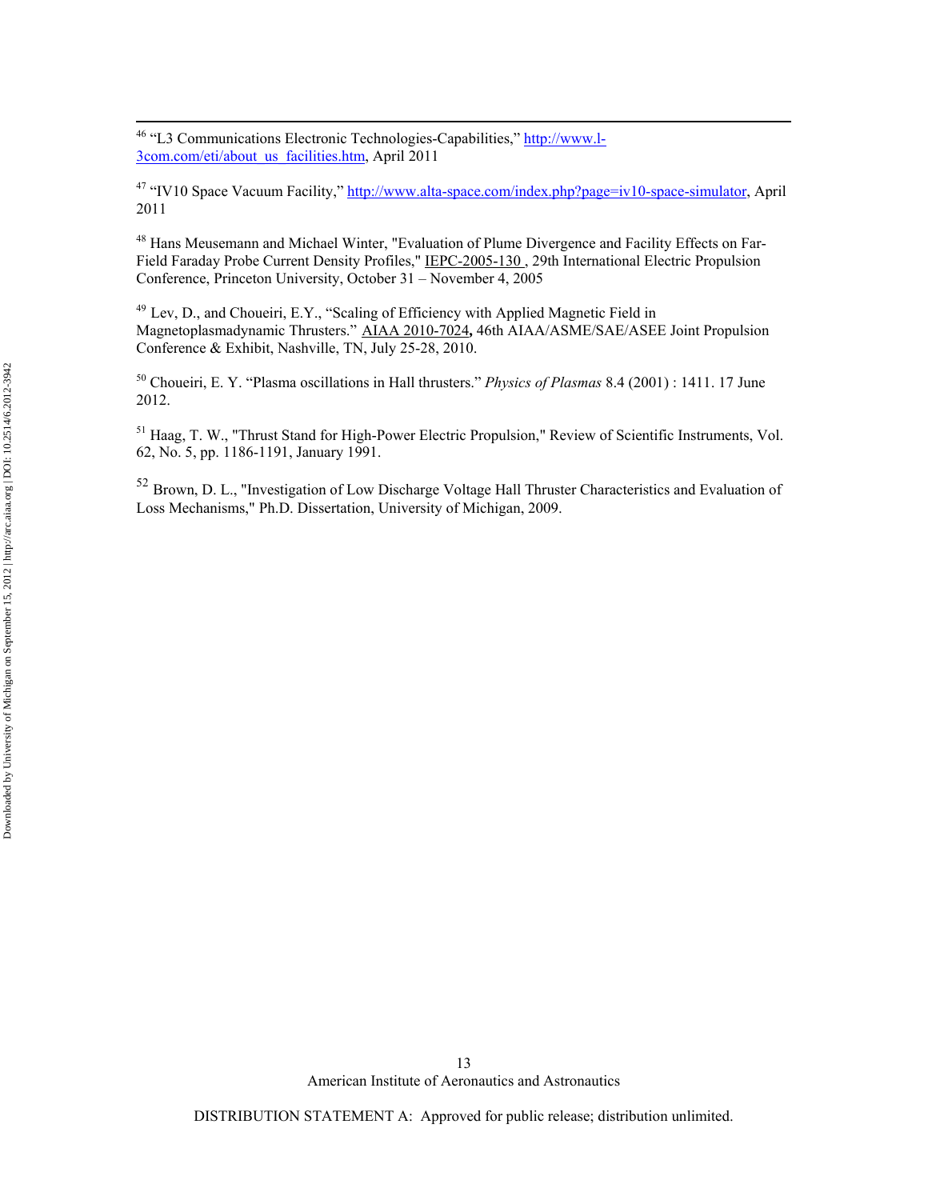[46] "L3 Communications Electronic Technologies-Capabilities," http://www.l-3com.com/eti/about_us_facilities.htm, April 2011

[47] "IV10 Space Vacuum Facility," http://www.alta-space.com/index.php?page=iv10-space-simulator, April 2011

[48] Hans Meusemann and Michael Winter, "Evaluation of Plume Divergence and Facility Effects on Far-Field Faraday Probe Current Density Profiles," IEPC-2005-130 , 29th International Electric Propulsion Conference, Princeton University, October 31 – November 4, 2005

[49] Lev, D., and Choueiri, E.Y., "Scaling of Efficiency with Applied Magnetic Field in Magnetoplasmadynamic Thrusters." AIAA 2010-7024**,** 46th AIAA/ASME/SAE/ASEE Joint Propulsion Conference & Exhibit, Nashville, TN, July 25-28, 2010.

[50] Choueiri, E. Y. "Plasma oscillations in Hall thrusters." *Physics of Plasmas* 8.4 (2001) : 1411. 17 June 2012.

[51] Haag, T. W., "Thrust Stand for High-Power Electric Propulsion," Review of Scientific Instruments, Vol. 62, No. 5, pp. 1186-1191, January 1991.

[52] Brown, D. L., "Investigation of Low Discharge Voltage Hall Thruster Characteristics and Evaluation of Loss Mechanisms," Ph.D. Dissertation, University of Michigan, 2009.

DISTRIBUTION STATEMENT A: Approved for public release; distribution unlimited.